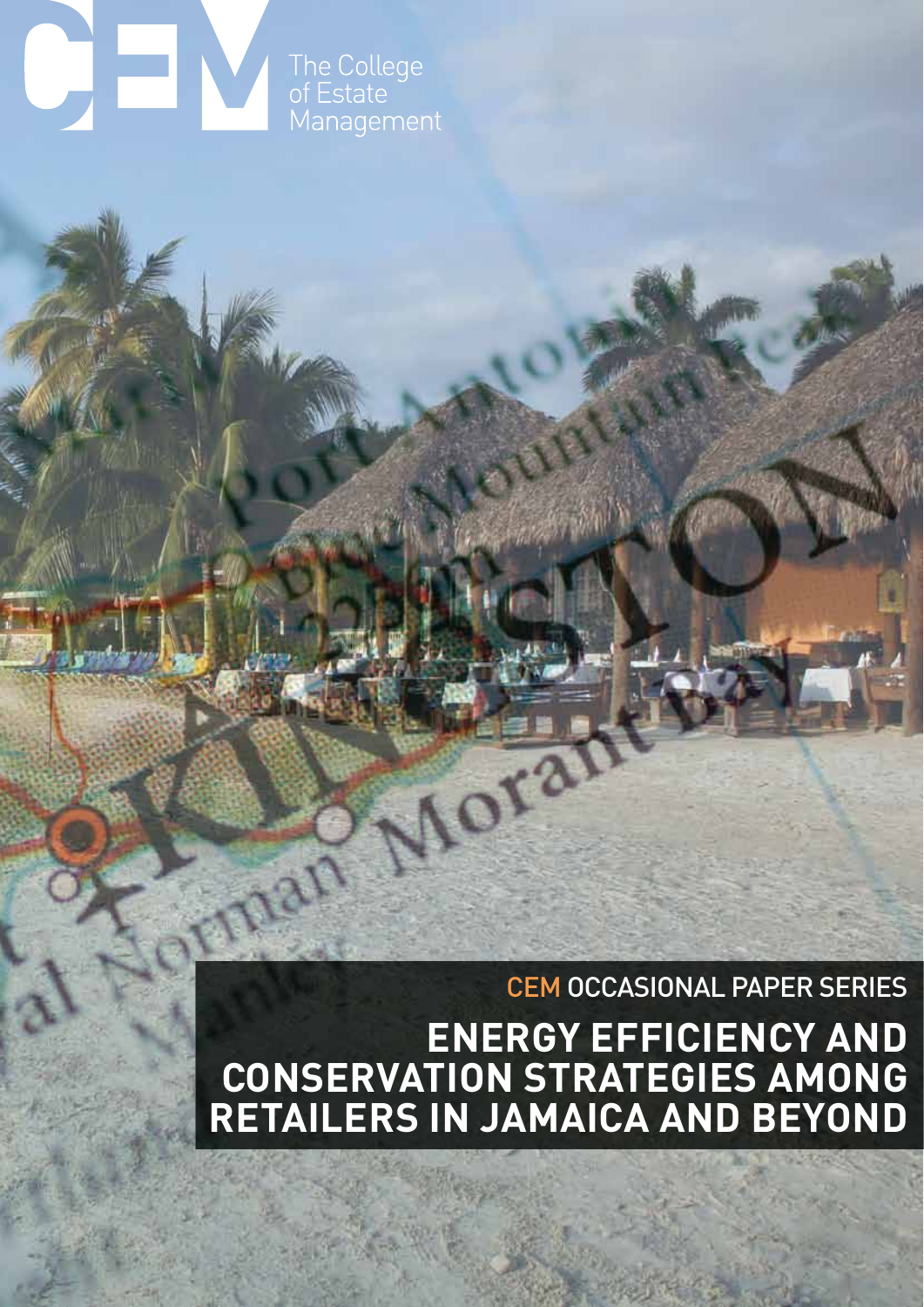CEM

The College of Estate Management

CEM OCCASIONAL PAPER SERIES

# ENERGY EFFICIENCY AND CONSERVATION STRATEGIES AMONG RETAILERS IN JAMAICA AND BEYOND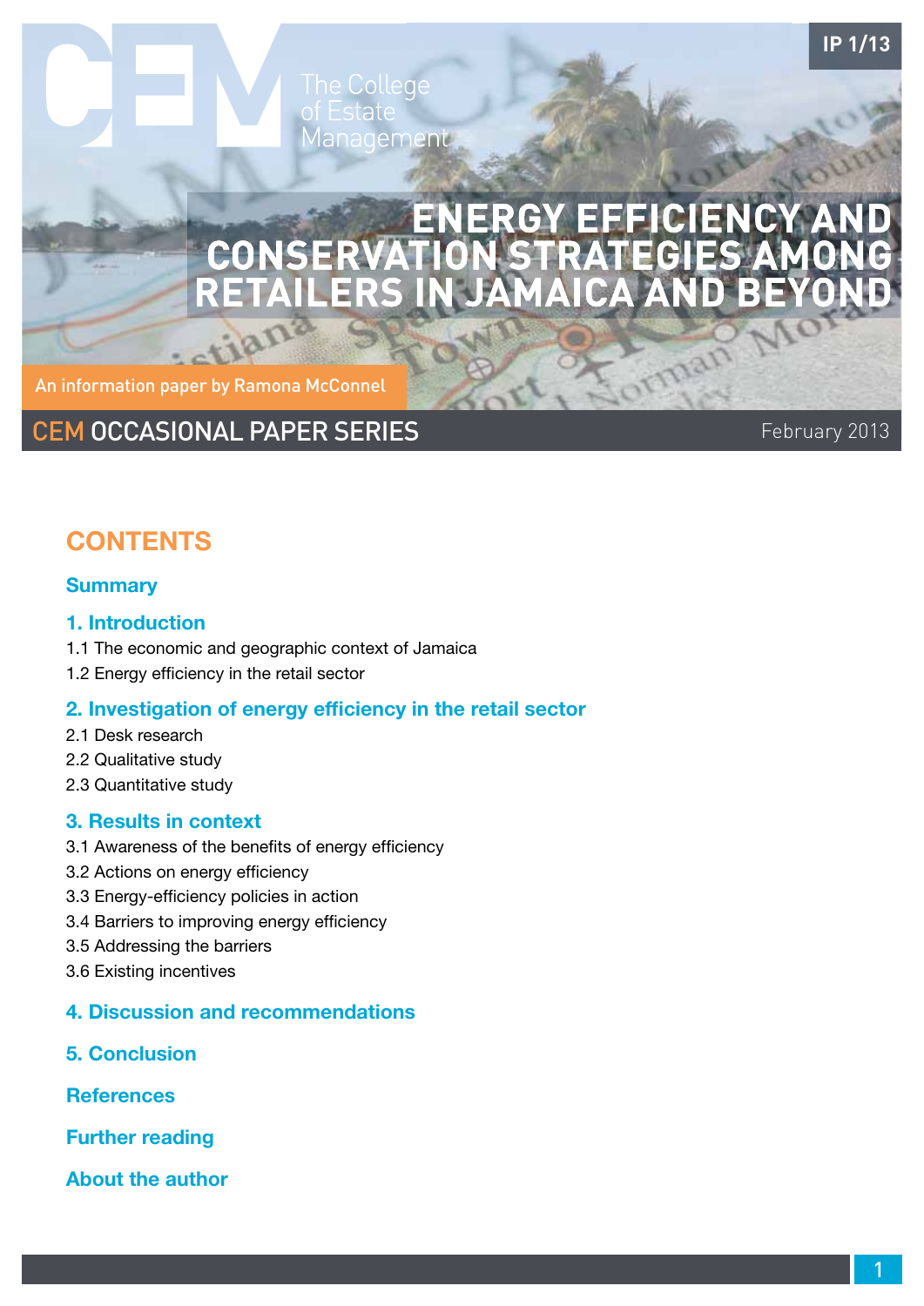IP 1/13

# ENERGY EFFICIENCY AND CONSERVATION STRATEGIES AMONG RETAILERS IN JAMAICA AND BEYOND

An information paper by Ramona McConnel

CEM OCCASIONAL PAPER SERIES

February 2013

## CONTENTS

### Summary

### 1. Introduction

1.1 The economic and geographic context of Jamaica

1.2 Energy efficiency in the retail sector

### 2. Investigation of energy efficiency in the retail sector

2.1 Desk research

2.2 Qualitative study

2.3 Quantitative study

### 3. Results in context

3.1 Awareness of the benefits of energy efficiency

3.2 Actions on energy efficiency

3.3 Energy-efficiency policies in action

3.4 Barriers to improving energy efficiency

3.5 Addressing the barriers

3.6 Existing incentives

### 4. Discussion and recommendations

### 5. Conclusion

### References

### Further reading

### About the author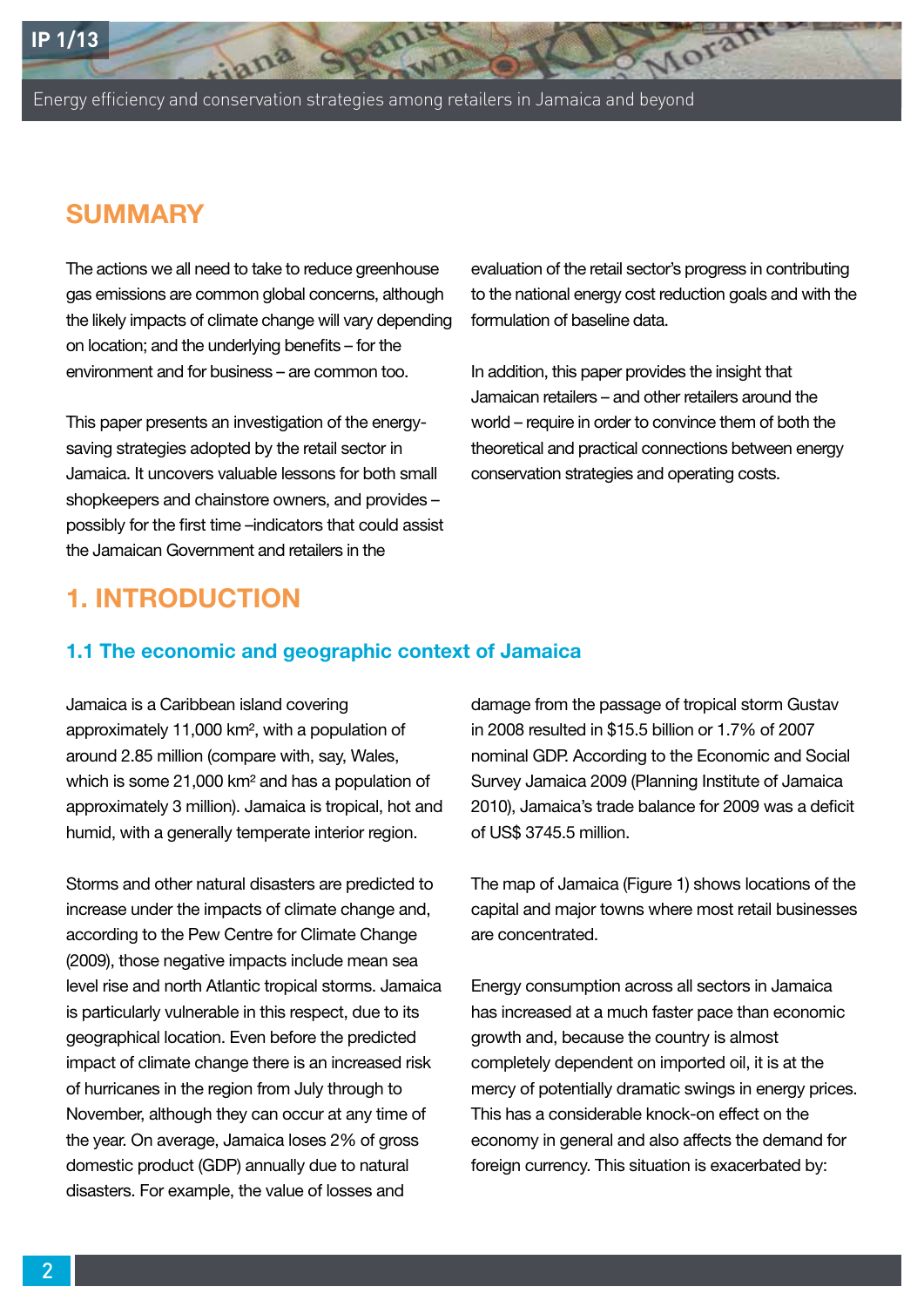## SUMMARY

The actions we all need to take to reduce greenhouse gas emissions are common global concerns, although the likely impacts of climate change will vary depending on location; and the underlying benefits – for the environment and for business – are common too.

This paper presents an investigation of the energy-saving strategies adopted by the retail sector in Jamaica. It uncovers valuable lessons for both small shopkeepers and chainstore owners, and provides – possibly for the first time –indicators that could assist the Jamaican Government and retailers in the evaluation of the retail sector's progress in contributing to the national energy cost reduction goals and with the formulation of baseline data.

In addition, this paper provides the insight that Jamaican retailers – and other retailers around the world – require in order to convince them of both the theoretical and practical connections between energy conservation strategies and operating costs.

## 1. INTRODUCTION

### 1.1 The economic and geographic context of Jamaica

Jamaica is a Caribbean island covering approximately 11,000 km², with a population of around 2.85 million (compare with, say, Wales, which is some 21,000 km² and has a population of approximately 3 million). Jamaica is tropical, hot and humid, with a generally temperate interior region.

Storms and other natural disasters are predicted to increase under the impacts of climate change and, according to the Pew Centre for Climate Change (2009), those negative impacts include mean sea level rise and north Atlantic tropical storms. Jamaica is particularly vulnerable in this respect, due to its geographical location. Even before the predicted impact of climate change there is an increased risk of hurricanes in the region from July through to November, although they can occur at any time of the year. On average, Jamaica loses 2% of gross domestic product (GDP) annually due to natural disasters. For example, the value of losses and damage from the passage of tropical storm Gustav in 2008 resulted in $15.5 billion or 1.7% of 2007 nominal GDP. According to the Economic and Social Survey Jamaica 2009 (Planning Institute of Jamaica 2010), Jamaica's trade balance for 2009 was a deficit of US$ 3745.5 million.

The map of Jamaica (Figure 1) shows locations of the capital and major towns where most retail businesses are concentrated.

Energy consumption across all sectors in Jamaica has increased at a much faster pace than economic growth and, because the country is almost completely dependent on imported oil, it is at the mercy of potentially dramatic swings in energy prices. This has a considerable knock-on effect on the economy in general and also affects the demand for foreign currency. This situation is exacerbated by: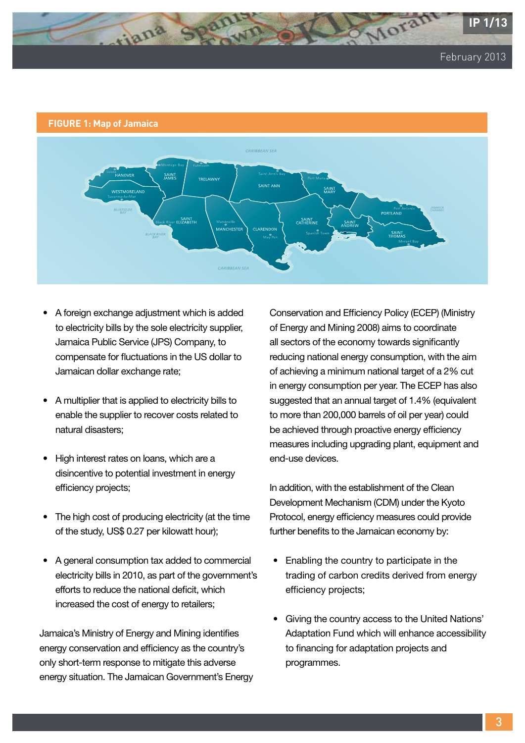**FIGURE 1: Map of Jamaica**

- A foreign exchange adjustment which is added to electricity bills by the sole electricity supplier, Jamaica Public Service (JPS) Company, to compensate for fluctuations in the US dollar to Jamaican dollar exchange rate;

- A multiplier that is applied to electricity bills to enable the supplier to recover costs related to natural disasters;

- High interest rates on loans, which are a disincentive to potential investment in energy efficiency projects;

- The high cost of producing electricity (at the time of the study, US$ 0.27 per kilowatt hour);

- A general consumption tax added to commercial electricity bills in 2010, as part of the government's efforts to reduce the national deficit, which increased the cost of energy to retailers;

Jamaica's Ministry of Energy and Mining identifies energy conservation and efficiency as the country's only short-term response to mitigate this adverse energy situation. The Jamaican Government's Energy Conservation and Efficiency Policy (ECEP) (Ministry of Energy and Mining 2008) aims to coordinate all sectors of the economy towards significantly reducing national energy consumption, with the aim of achieving a minimum national target of a 2% cut in energy consumption per year. The ECEP has also suggested that an annual target of 1.4% (equivalent to more than 200,000 barrels of oil per year) could be achieved through proactive energy efficiency measures including upgrading plant, equipment and end-use devices.

In addition, with the establishment of the Clean Development Mechanism (CDM) under the Kyoto Protocol, energy efficiency measures could provide further benefits to the Jamaican economy by:

- Enabling the country to participate in the trading of carbon credits derived from energy efficiency projects;

- Giving the country access to the United Nations' Adaptation Fund which will enhance accessibility to financing for adaptation projects and programmes.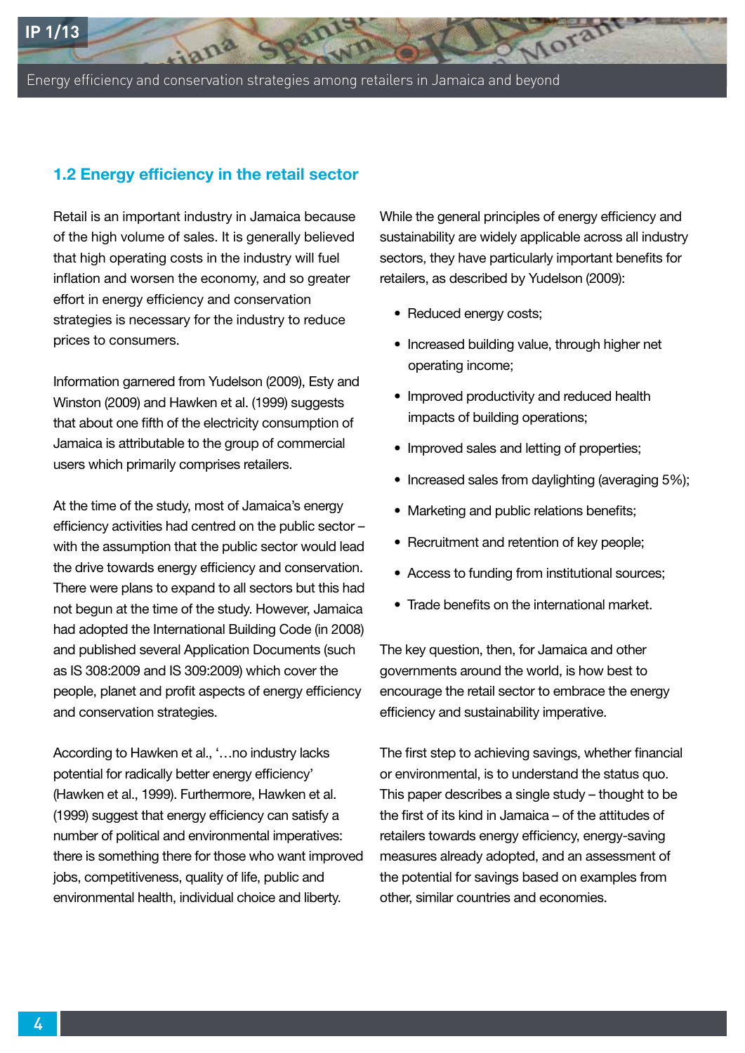## 1.2 Energy efficiency in the retail sector

Retail is an important industry in Jamaica because of the high volume of sales. It is generally believed that high operating costs in the industry will fuel inflation and worsen the economy, and so greater effort in energy efficiency and conservation strategies is necessary for the industry to reduce prices to consumers.

Information garnered from Yudelson (2009), Esty and Winston (2009) and Hawken et al. (1999) suggests that about one fifth of the electricity consumption of Jamaica is attributable to the group of commercial users which primarily comprises retailers.

At the time of the study, most of Jamaica's energy efficiency activities had centred on the public sector – with the assumption that the public sector would lead the drive towards energy efficiency and conservation. There were plans to expand to all sectors but this had not begun at the time of the study. However, Jamaica had adopted the International Building Code (in 2008) and published several Application Documents (such as IS 308:2009 and IS 309:2009) which cover the people, planet and profit aspects of energy efficiency and conservation strategies.

According to Hawken et al., '…no industry lacks potential for radically better energy efficiency' (Hawken et al., 1999). Furthermore, Hawken et al. (1999) suggest that energy efficiency can satisfy a number of political and environmental imperatives: there is something there for those who want improved jobs, competitiveness, quality of life, public and environmental health, individual choice and liberty.

While the general principles of energy efficiency and sustainability are widely applicable across all industry sectors, they have particularly important benefits for retailers, as described by Yudelson (2009):

- Reduced energy costs;
- Increased building value, through higher net operating income;
- Improved productivity and reduced health impacts of building operations;
- Improved sales and letting of properties;
- Increased sales from daylighting (averaging 5%);
- Marketing and public relations benefits;
- Recruitment and retention of key people;
- Access to funding from institutional sources;
- Trade benefits on the international market.

The key question, then, for Jamaica and other governments around the world, is how best to encourage the retail sector to embrace the energy efficiency and sustainability imperative.

The first step to achieving savings, whether financial or environmental, is to understand the status quo. This paper describes a single study – thought to be the first of its kind in Jamaica – of the attitudes of retailers towards energy efficiency, energy-saving measures already adopted, and an assessment of the potential for savings based on examples from other, similar countries and economies.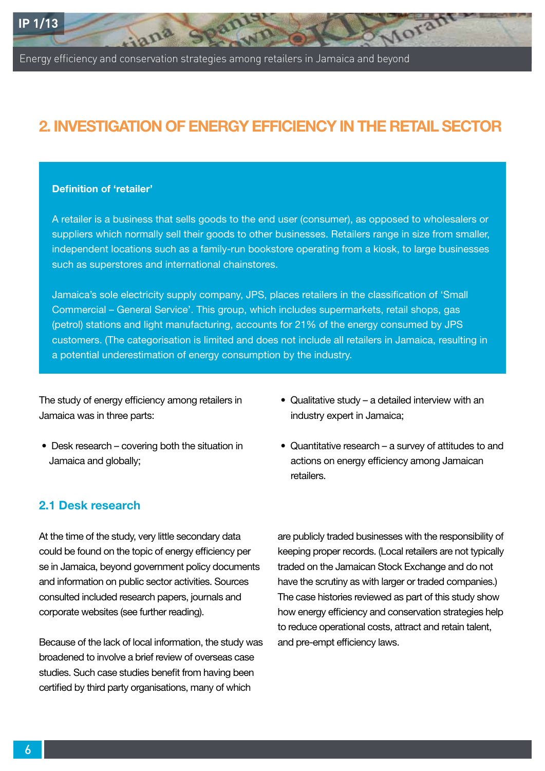## 2. INVESTIGATION OF ENERGY EFFICIENCY IN THE RETAIL SECTOR

**Definition of 'retailer'**

A retailer is a business that sells goods to the end user (consumer), as opposed to wholesalers or suppliers which normally sell their goods to other businesses. Retailers range in size from smaller, independent locations such as a family-run bookstore operating from a kiosk, to large businesses such as superstores and international chainstores.

Jamaica's sole electricity supply company, JPS, places retailers in the classification of 'Small Commercial – General Service'. This group, which includes supermarkets, retail shops, gas (petrol) stations and light manufacturing, accounts for 21% of the energy consumed by JPS customers. (The categorisation is limited and does not include all retailers in Jamaica, resulting in a potential underestimation of energy consumption by the industry.

The study of energy efficiency among retailers in Jamaica was in three parts:

- Desk research – covering both the situation in Jamaica and globally;
- Qualitative study – a detailed interview with an industry expert in Jamaica;
- Quantitative research – a survey of attitudes to and actions on energy efficiency among Jamaican retailers.

### 2.1 Desk research

At the time of the study, very little secondary data could be found on the topic of energy efficiency per se in Jamaica, beyond government policy documents and information on public sector activities. Sources consulted included research papers, journals and corporate websites (see further reading).

Because of the lack of local information, the study was broadened to involve a brief review of overseas case studies. Such case studies benefit from having been certified by third party organisations, many of which are publicly traded businesses with the responsibility of keeping proper records. (Local retailers are not typically traded on the Jamaican Stock Exchange and do not have the scrutiny as with larger or traded companies.) The case histories reviewed as part of this study show how energy efficiency and conservation strategies help to reduce operational costs, attract and retain talent, and pre-empt efficiency laws.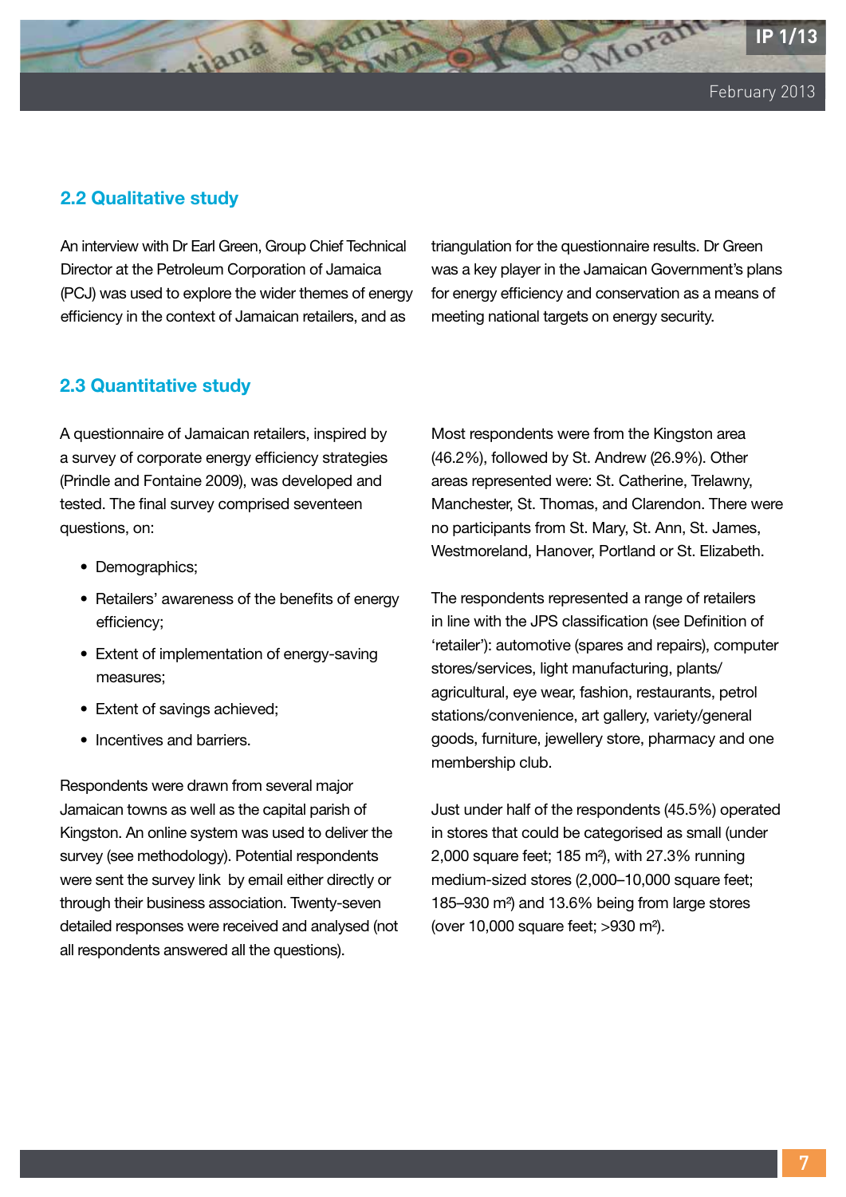## 2.2 Qualitative study

An interview with Dr Earl Green, Group Chief Technical Director at the Petroleum Corporation of Jamaica (PCJ) was used to explore the wider themes of energy efficiency in the context of Jamaican retailers, and as triangulation for the questionnaire results. Dr Green was a key player in the Jamaican Government's plans for energy efficiency and conservation as a means of meeting national targets on energy security.

## 2.3 Quantitative study

A questionnaire of Jamaican retailers, inspired by a survey of corporate energy efficiency strategies (Prindle and Fontaine 2009), was developed and tested. The final survey comprised seventeen questions, on:

- Demographics;
- Retailers' awareness of the benefits of energy efficiency;
- Extent of implementation of energy-saving measures;
- Extent of savings achieved;
- Incentives and barriers.

Respondents were drawn from several major Jamaican towns as well as the capital parish of Kingston. An online system was used to deliver the survey (see methodology). Potential respondents were sent the survey link by email either directly or through their business association. Twenty-seven detailed responses were received and analysed (not all respondents answered all the questions).

Most respondents were from the Kingston area (46.2%), followed by St. Andrew (26.9%). Other areas represented were: St. Catherine, Trelawny, Manchester, St. Thomas, and Clarendon. There were no participants from St. Mary, St. Ann, St. James, Westmoreland, Hanover, Portland or St. Elizabeth.

The respondents represented a range of retailers in line with the JPS classification (see Definition of 'retailer'): automotive (spares and repairs), computer stores/services, light manufacturing, plants/agricultural, eye wear, fashion, restaurants, petrol stations/convenience, art gallery, variety/general goods, furniture, jewellery store, pharmacy and one membership club.

Just under half of the respondents (45.5%) operated in stores that could be categorised as small (under 2,000 square feet; 185 m²), with 27.3% running medium-sized stores (2,000–10,000 square feet; 185–930 m²) and 13.6% being from large stores (over 10,000 square feet; >930 m²).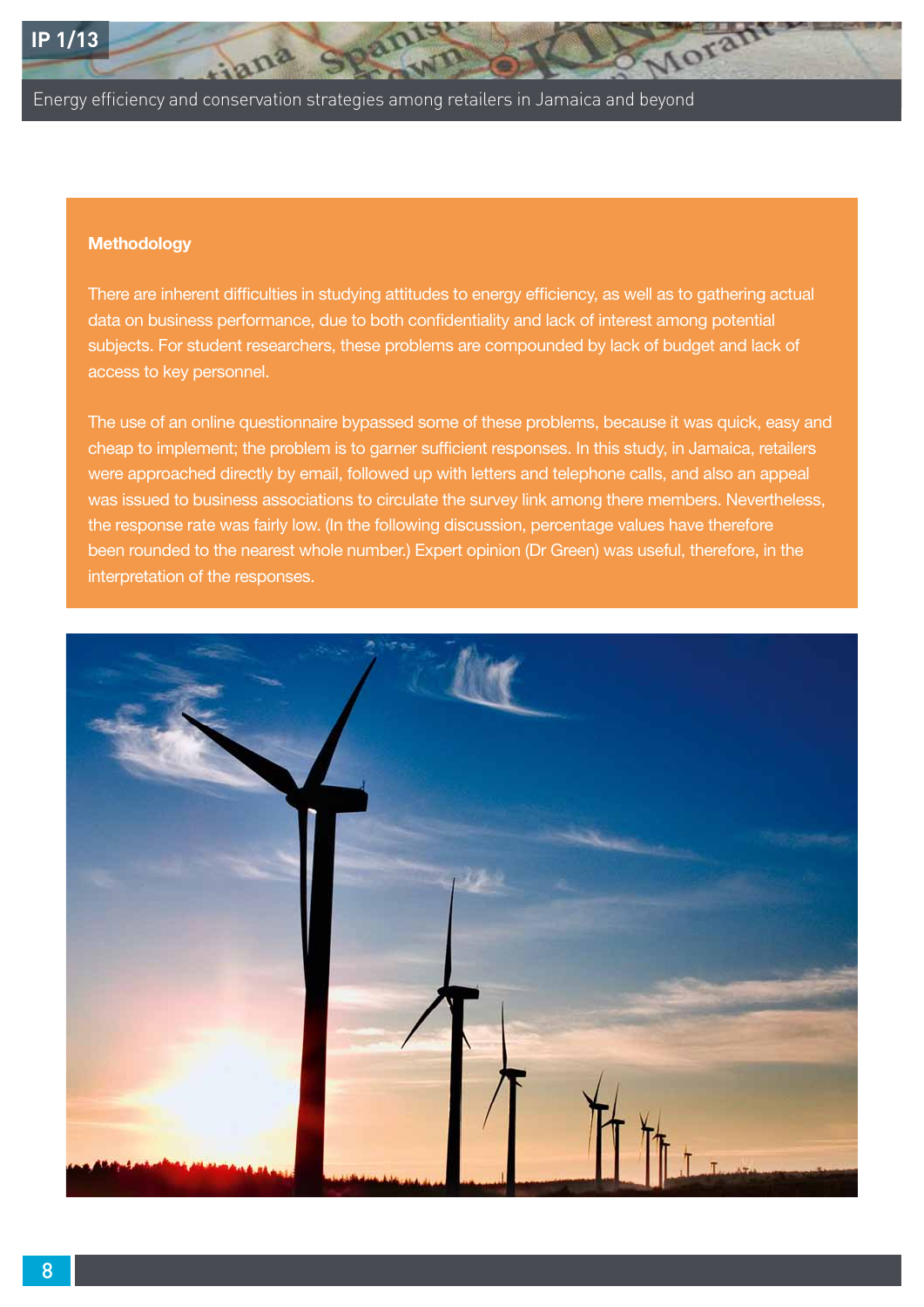## Methodology

There are inherent difficulties in studying attitudes to energy efficiency, as well as to gathering actual data on business performance, due to both confidentiality and lack of interest among potential subjects. For student researchers, these problems are compounded by lack of budget and lack of access to key personnel.

The use of an online questionnaire bypassed some of these problems, because it was quick, easy and cheap to implement; the problem is to garner sufficient responses. In this study, in Jamaica, retailers were approached directly by email, followed up with letters and telephone calls, and also an appeal was issued to business associations to circulate the survey link among there members. Nevertheless, the response rate was fairly low. (In the following discussion, percentage values have therefore been rounded to the nearest whole number.) Expert opinion (Dr Green) was useful, therefore, in the interpretation of the responses.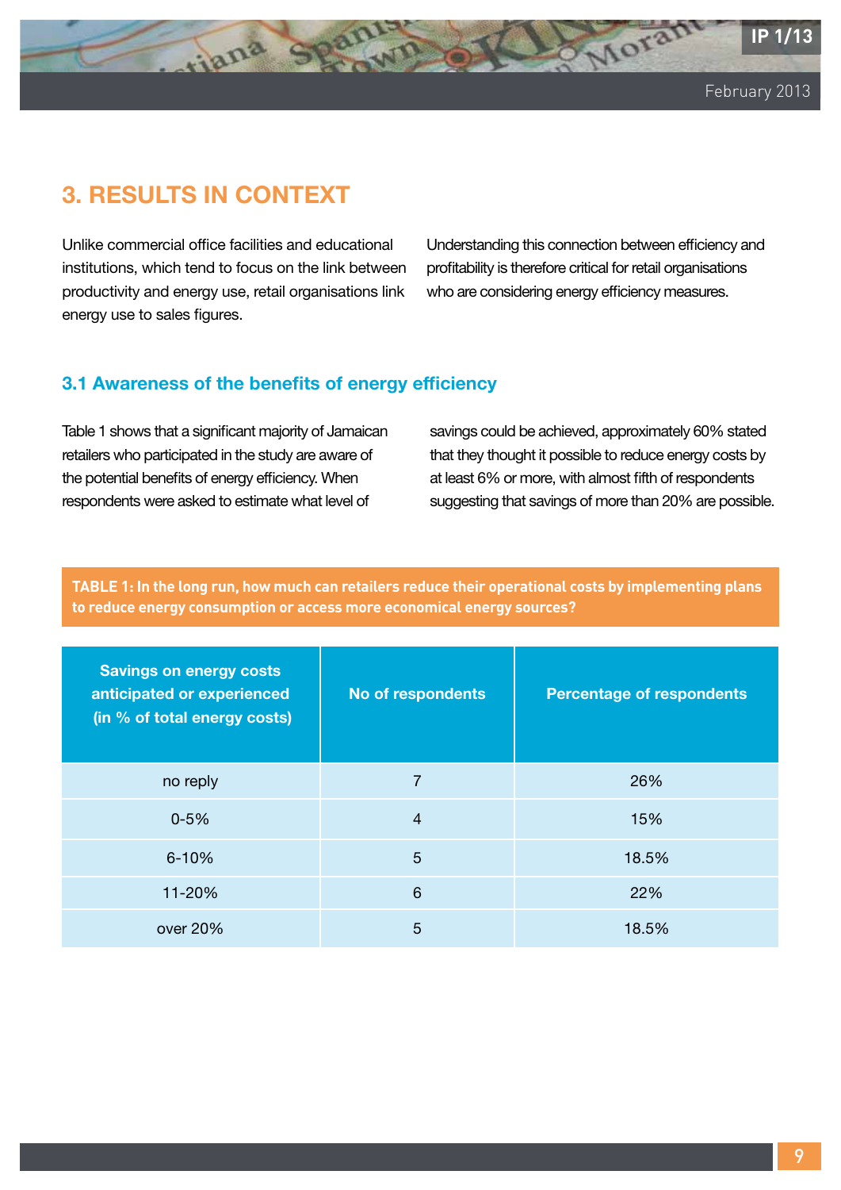## 3. RESULTS IN CONTEXT

Unlike commercial office facilities and educational institutions, which tend to focus on the link between productivity and energy use, retail organisations link energy use to sales figures. Understanding this connection between efficiency and profitability is therefore critical for retail organisations who are considering energy efficiency measures.

### 3.1 Awareness of the benefits of energy efficiency

Table 1 shows that a significant majority of Jamaican retailers who participated in the study are aware of the potential benefits of energy efficiency. When respondents were asked to estimate what level of savings could be achieved, approximately 60% stated that they thought it possible to reduce energy costs by at least 6% or more, with almost fifth of respondents suggesting that savings of more than 20% are possible.

**TABLE 1: In the long run, how much can retailers reduce their operational costs by implementing plans to reduce energy consumption or access more economical energy sources?**

| Savings on energy costs anticipated or experienced (in % of total energy costs) | No of respondents | Percentage of respondents |
|---|---|---|
| no reply | 7 | 26% |
| 0-5% | 4 | 15% |
| 6-10% | 5 | 18.5% |
| 11-20% | 6 | 22% |
| over 20% | 5 | 18.5% |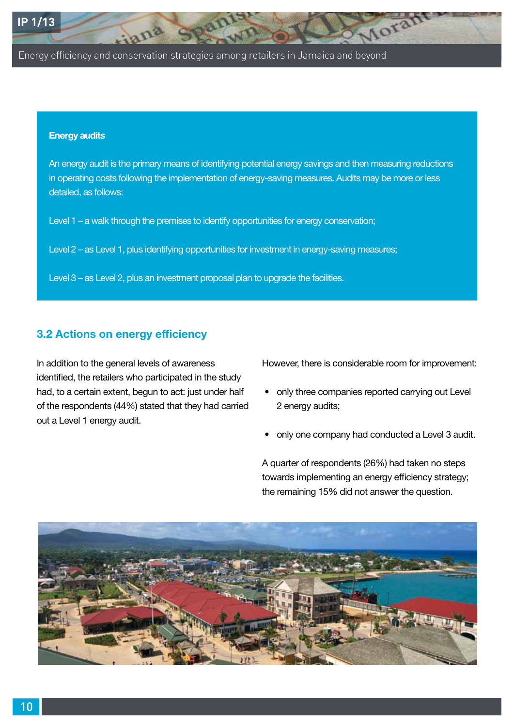**Energy audits**

An energy audit is the primary means of identifying potential energy savings and then measuring reductions in operating costs following the implementation of energy-saving measures. Audits may be more or less detailed, as follows:

Level 1 – a walk through the premises to identify opportunities for energy conservation;

Level 2 – as Level 1, plus identifying opportunities for investment in energy-saving measures;

Level 3 – as Level 2, plus an investment proposal plan to upgrade the facilities.

## 3.2 Actions on energy efficiency

In addition to the general levels of awareness identified, the retailers who participated in the study had, to a certain extent, begun to act: just under half of the respondents (44%) stated that they had carried out a Level 1 energy audit.

However, there is considerable room for improvement:

- only three companies reported carrying out Level 2 energy audits;
- only one company had conducted a Level 3 audit.

A quarter of respondents (26%) had taken no steps towards implementing an energy efficiency strategy; the remaining 15% did not answer the question.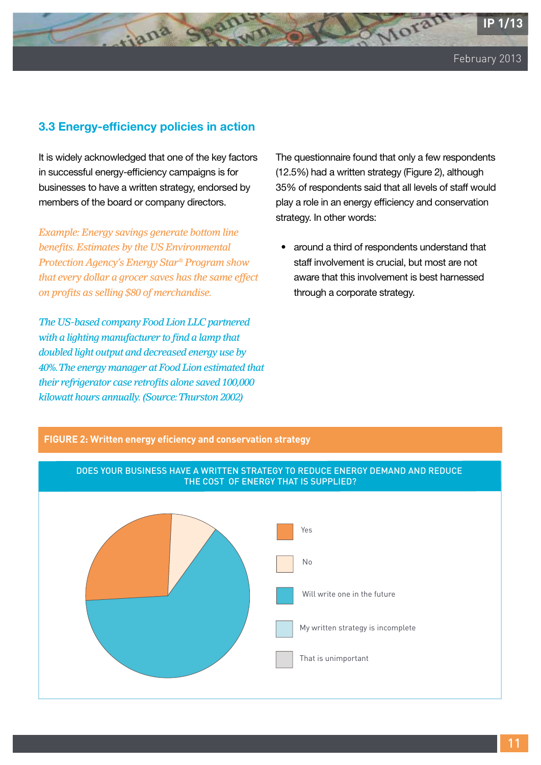### 3.3 Energy-efficiency policies in action

It is widely acknowledged that one of the key factors in successful energy-efficiency campaigns is for businesses to have a written strategy, endorsed by members of the board or company directors.

*Example: Energy savings generate bottom line benefits. Estimates by the US Environmental Protection Agency's Energy Star® Program show that every dollar a grocer saves has the same effect on profits as selling $80 of merchandise.*

*The US-based company Food Lion LLC partnered with a lighting manufacturer to find a lamp that doubled light output and decreased energy use by 40%. The energy manager at Food Lion estimated that their refrigerator case retrofits alone saved 100,000 kilowatt hours annually. (Source: Thurston 2002)*

The questionnaire found that only a few respondents (12.5%) had a written strategy (Figure 2), although 35% of respondents said that all levels of staff would play a role in an energy efficiency and conservation strategy. In other words:

- around a third of respondents understand that staff involvement is crucial, but most are not aware that this involvement is best harnessed through a corporate strategy.

**FIGURE 2: Written energy eficiency and conservation strategy**

DOES YOUR BUSINESS HAVE A WRITTEN STRATEGY TO REDUCE ENERGY DEMAND AND REDUCE THE COST OF ENERGY THAT IS SUPPLIED?

- Yes
- No
- Will write one in the future
- My written strategy is incomplete
- That is unimportant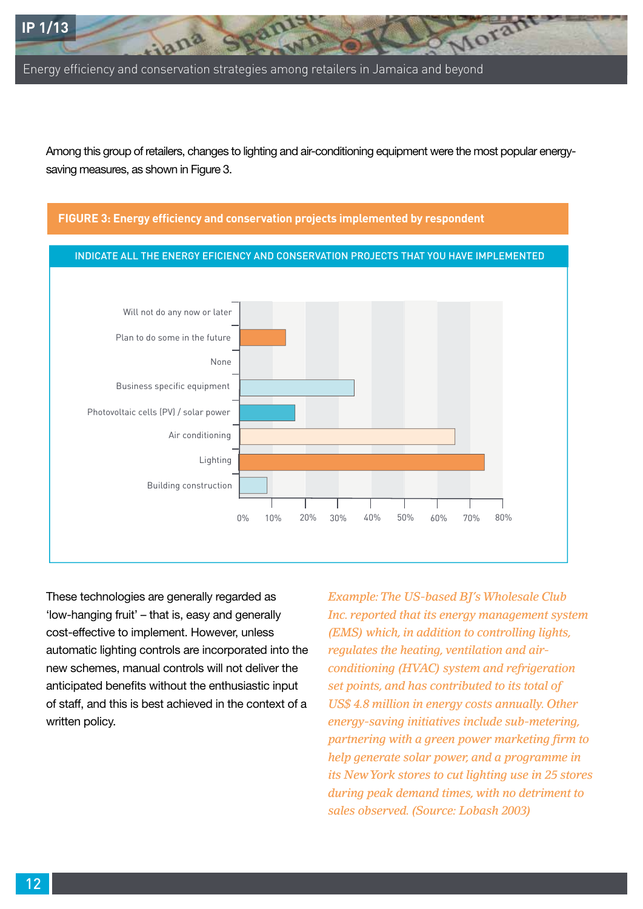Among this group of retailers, changes to lighting and air-conditioning equipment were the most popular energy-saving measures, as shown in Figure 3.

**FIGURE 3: Energy efficiency and conservation projects implemented by respondent**

INDICATE ALL THE ENERGY EFICIENCY AND CONSERVATION PROJECTS THAT YOU HAVE IMPLEMENTED

| Response | Approx. % |
|---|---|
| Will not do any now or later | 0% |
| Plan to do some in the future | ~14% |
| None | 0% |
| Business specific equipment | ~35% |
| Photovoltaic cells (PV) / solar power | ~17% |
| Air conditioning | ~65% |
| Lighting | ~74% |
| Building construction | ~8% |

These technologies are generally regarded as 'low-hanging fruit' – that is, easy and generally cost-effective to implement. However, unless automatic lighting controls are incorporated into the new schemes, manual controls will not deliver the anticipated benefits without the enthusiastic input of staff, and this is best achieved in the context of a written policy.

*Example: The US-based BJ's Wholesale Club Inc. reported that its energy management system (EMS) which, in addition to controlling lights, regulates the heating, ventilation and air-conditioning (HVAC) system and refrigeration set points, and has contributed to its total of US$ 4.8 million in energy costs annually. Other energy-saving initiatives include sub-metering, partnering with a green power marketing firm to help generate solar power, and a programme in its New York stores to cut lighting use in 25 stores during peak demand times, with no detriment to sales observed. (Source: Lobash 2003)*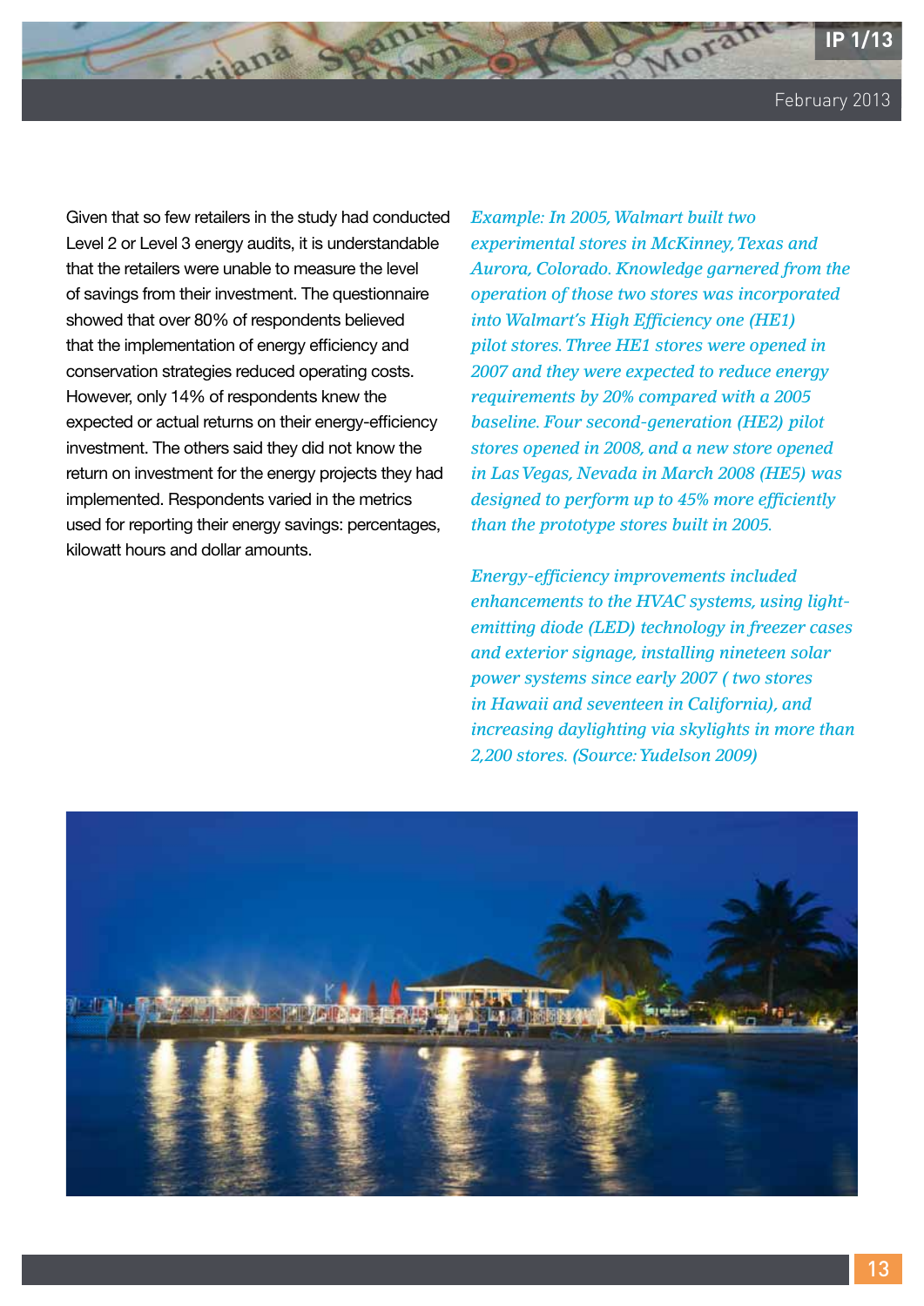Given that so few retailers in the study had conducted Level 2 or Level 3 energy audits, it is understandable that the retailers were unable to measure the level of savings from their investment. The questionnaire showed that over 80% of respondents believed that the implementation of energy efficiency and conservation strategies reduced operating costs. However, only 14% of respondents knew the expected or actual returns on their energy-efficiency investment. The others said they did not know the return on investment for the energy projects they had implemented. Respondents varied in the metrics used for reporting their energy savings: percentages, kilowatt hours and dollar amounts.

*Example: In 2005, Walmart built two experimental stores in McKinney, Texas and Aurora, Colorado. Knowledge garnered from the operation of those two stores was incorporated into Walmart's High Efficiency one (HE1) pilot stores. Three HE1 stores were opened in 2007 and they were expected to reduce energy requirements by 20% compared with a 2005 baseline. Four second-generation (HE2) pilot stores opened in 2008, and a new store opened in Las Vegas, Nevada in March 2008 (HE5) was designed to perform up to 45% more efficiently than the prototype stores built in 2005.*

*Energy-efficiency improvements included enhancements to the HVAC systems, using light-emitting diode (LED) technology in freezer cases and exterior signage, installing nineteen solar power systems since early 2007 ( two stores in Hawaii and seventeen in California), and increasing daylighting via skylights in more than 2,200 stores. (Source: Yudelson 2009)*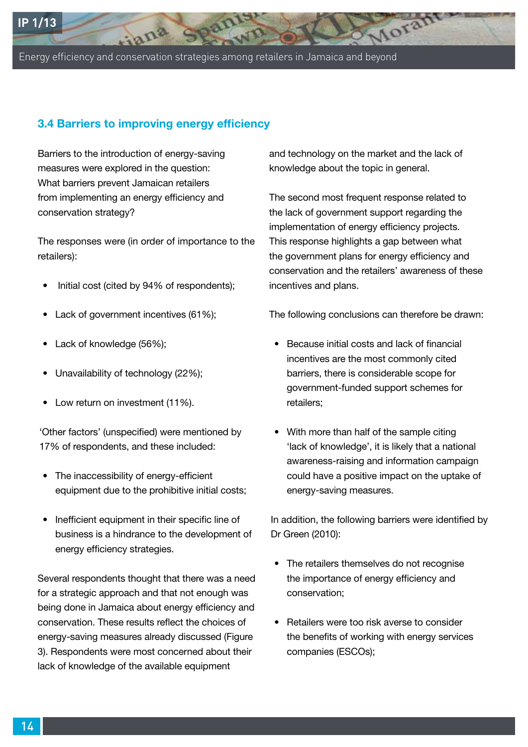### 3.4 Barriers to improving energy efficiency

Barriers to the introduction of energy-saving measures were explored in the question: What barriers prevent Jamaican retailers from implementing an energy efficiency and conservation strategy?

The responses were (in order of importance to the retailers):

- Initial cost (cited by 94% of respondents);
- Lack of government incentives (61%);
- Lack of knowledge (56%);
- Unavailability of technology (22%);
- Low return on investment (11%).

'Other factors' (unspecified) were mentioned by 17% of respondents, and these included:

- The inaccessibility of energy-efficient equipment due to the prohibitive initial costs;
- Inefficient equipment in their specific line of business is a hindrance to the development of energy efficiency strategies.

Several respondents thought that there was a need for a strategic approach and that not enough was being done in Jamaica about energy efficiency and conservation. These results reflect the choices of energy-saving measures already discussed (Figure 3). Respondents were most concerned about their lack of knowledge of the available equipment and technology on the market and the lack of knowledge about the topic in general.

The second most frequent response related to the lack of government support regarding the implementation of energy efficiency projects. This response highlights a gap between what the government plans for energy efficiency and conservation and the retailers' awareness of these incentives and plans.

The following conclusions can therefore be drawn:

- Because initial costs and lack of financial incentives are the most commonly cited barriers, there is considerable scope for government-funded support schemes for retailers;
- With more than half of the sample citing 'lack of knowledge', it is likely that a national awareness-raising and information campaign could have a positive impact on the uptake of energy-saving measures.

In addition, the following barriers were identified by Dr Green (2010):

- The retailers themselves do not recognise the importance of energy efficiency and conservation;
- Retailers were too risk averse to consider the benefits of working with energy services companies (ESCOs);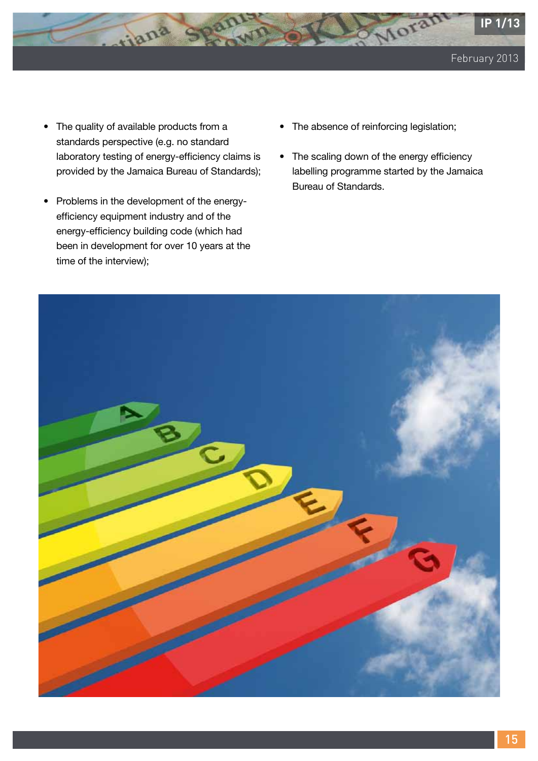- The quality of available products from a standards perspective (e.g. no standard laboratory testing of energy-efficiency claims is provided by the Jamaica Bureau of Standards);
- Problems in the development of the energy-efficiency equipment industry and of the energy-efficiency building code (which had been in development for over 10 years at the time of the interview);
- The absence of reinforcing legislation;
- The scaling down of the energy efficiency labelling programme started by the Jamaica Bureau of Standards.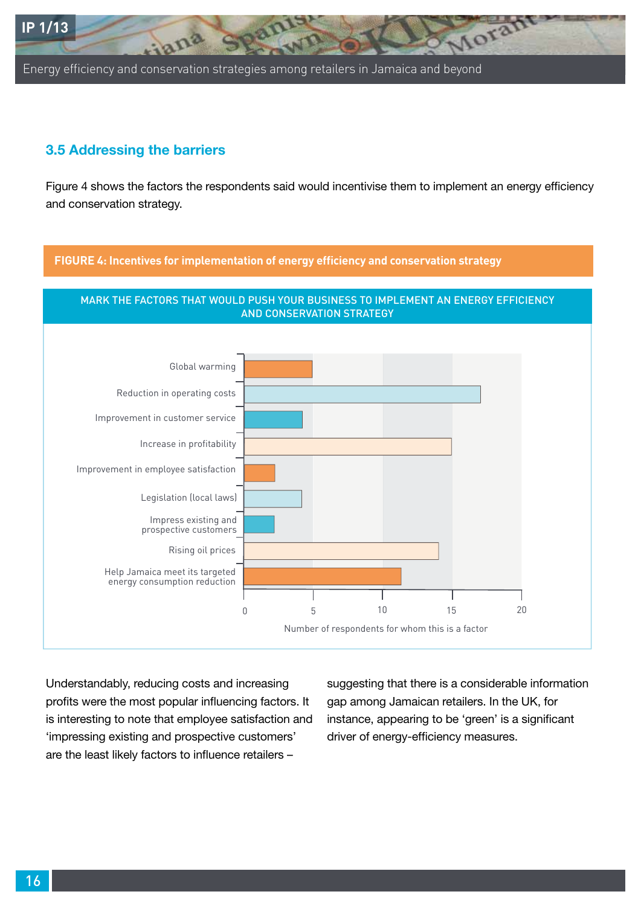## 3.5 Addressing the barriers

Figure 4 shows the factors the respondents said would incentivise them to implement an energy efficiency and conservation strategy.

**FIGURE 4: Incentives for implementation of energy efficiency and conservation strategy**

MARK THE FACTORS THAT WOULD PUSH YOUR BUSINESS TO IMPLEMENT AN ENERGY EFFICIENCY AND CONSERVATION STRATEGY

| Factor | Number of respondents for whom this is a factor (approx.) |
| --- | --- |
| Global warming | 5 |
| Reduction in operating costs | 17 |
| Improvement in customer service | 4 |
| Increase in profitability | 15 |
| Improvement in employee satisfaction | 2 |
| Legislation (local laws) | 4 |
| Impress existing and prospective customers | 2 |
| Rising oil prices | 14 |
| Help Jamaica meet its targeted energy consumption reduction | 11 |

Understandably, reducing costs and increasing profits were the most popular influencing factors. It is interesting to note that employee satisfaction and 'impressing existing and prospective customers' are the least likely factors to influence retailers – suggesting that there is a considerable information gap among Jamaican retailers. In the UK, for instance, appearing to be 'green' is a significant driver of energy-efficiency measures.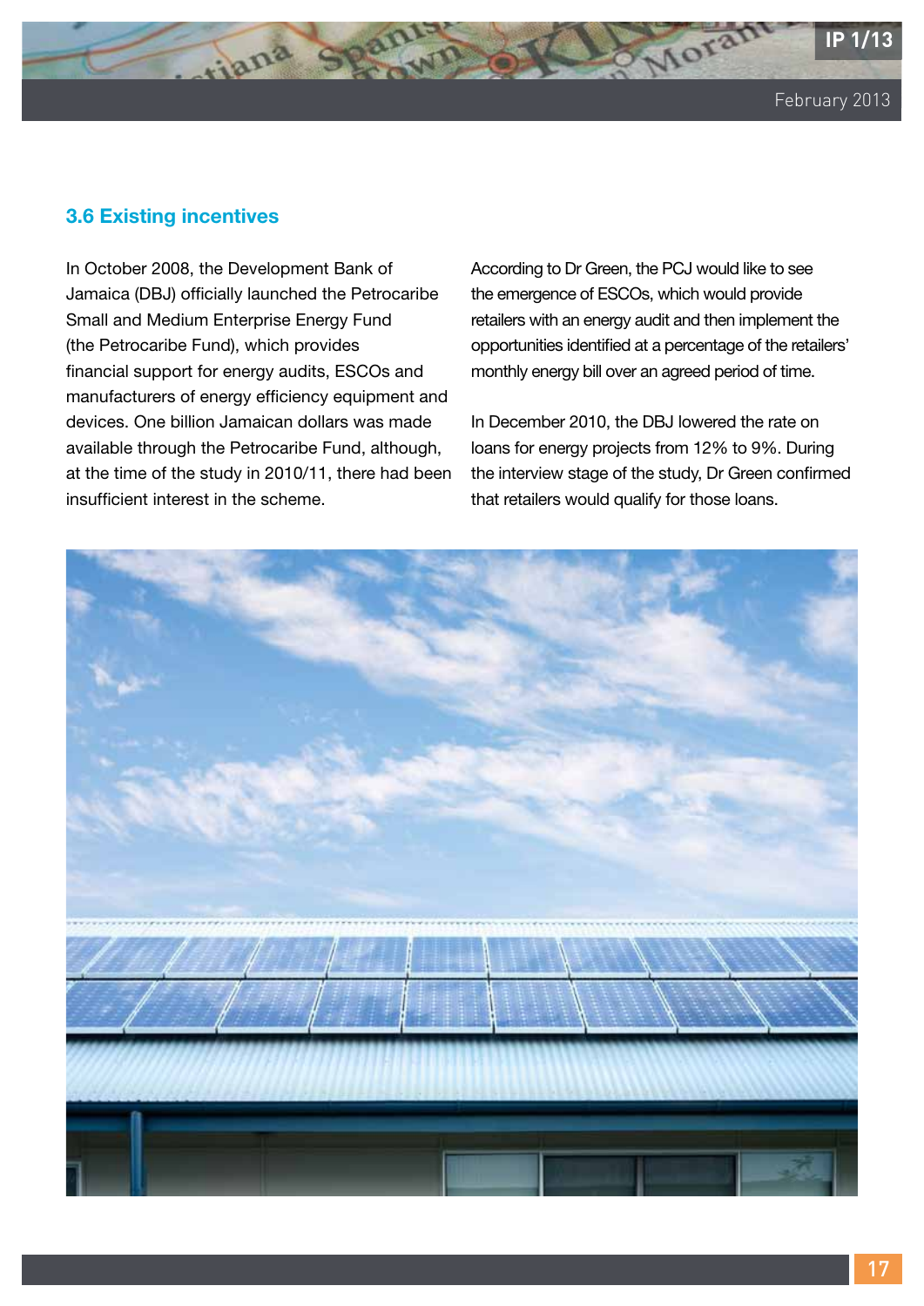### 3.6 Existing incentives

In October 2008, the Development Bank of Jamaica (DBJ) officially launched the Petrocaribe Small and Medium Enterprise Energy Fund (the Petrocaribe Fund), which provides financial support for energy audits, ESCOs and manufacturers of energy efficiency equipment and devices. One billion Jamaican dollars was made available through the Petrocaribe Fund, although, at the time of the study in 2010/11, there had been insufficient interest in the scheme.

According to Dr Green, the PCJ would like to see the emergence of ESCOs, which would provide retailers with an energy audit and then implement the opportunities identified at a percentage of the retailers' monthly energy bill over an agreed period of time.

In December 2010, the DBJ lowered the rate on loans for energy projects from 12% to 9%. During the interview stage of the study, Dr Green confirmed that retailers would qualify for those loans.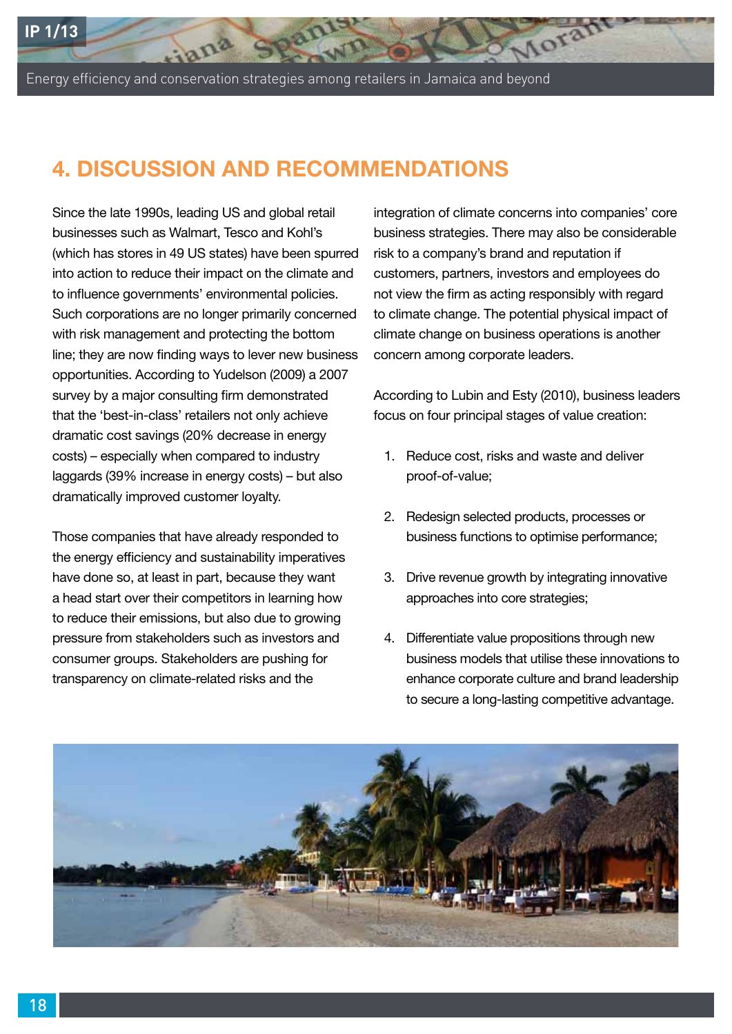## 4. DISCUSSION AND RECOMMENDATIONS

Since the late 1990s, leading US and global retail businesses such as Walmart, Tesco and Kohl's (which has stores in 49 US states) have been spurred into action to reduce their impact on the climate and to influence governments' environmental policies. Such corporations are no longer primarily concerned with risk management and protecting the bottom line; they are now finding ways to lever new business opportunities. According to Yudelson (2009) a 2007 survey by a major consulting firm demonstrated that the 'best-in-class' retailers not only achieve dramatic cost savings (20% decrease in energy costs) – especially when compared to industry laggards (39% increase in energy costs) – but also dramatically improved customer loyalty.

Those companies that have already responded to the energy efficiency and sustainability imperatives have done so, at least in part, because they want a head start over their competitors in learning how to reduce their emissions, but also due to growing pressure from stakeholders such as investors and consumer groups. Stakeholders are pushing for transparency on climate-related risks and the integration of climate concerns into companies' core business strategies. There may also be considerable risk to a company's brand and reputation if customers, partners, investors and employees do not view the firm as acting responsibly with regard to climate change. The potential physical impact of climate change on business operations is another concern among corporate leaders.

According to Lubin and Esty (2010), business leaders focus on four principal stages of value creation:

1. Reduce cost, risks and waste and deliver proof-of-value;
2. Redesign selected products, processes or business functions to optimise performance;
3. Drive revenue growth by integrating innovative approaches into core strategies;
4. Differentiate value propositions through new business models that utilise these innovations to enhance corporate culture and brand leadership to secure a long-lasting competitive advantage.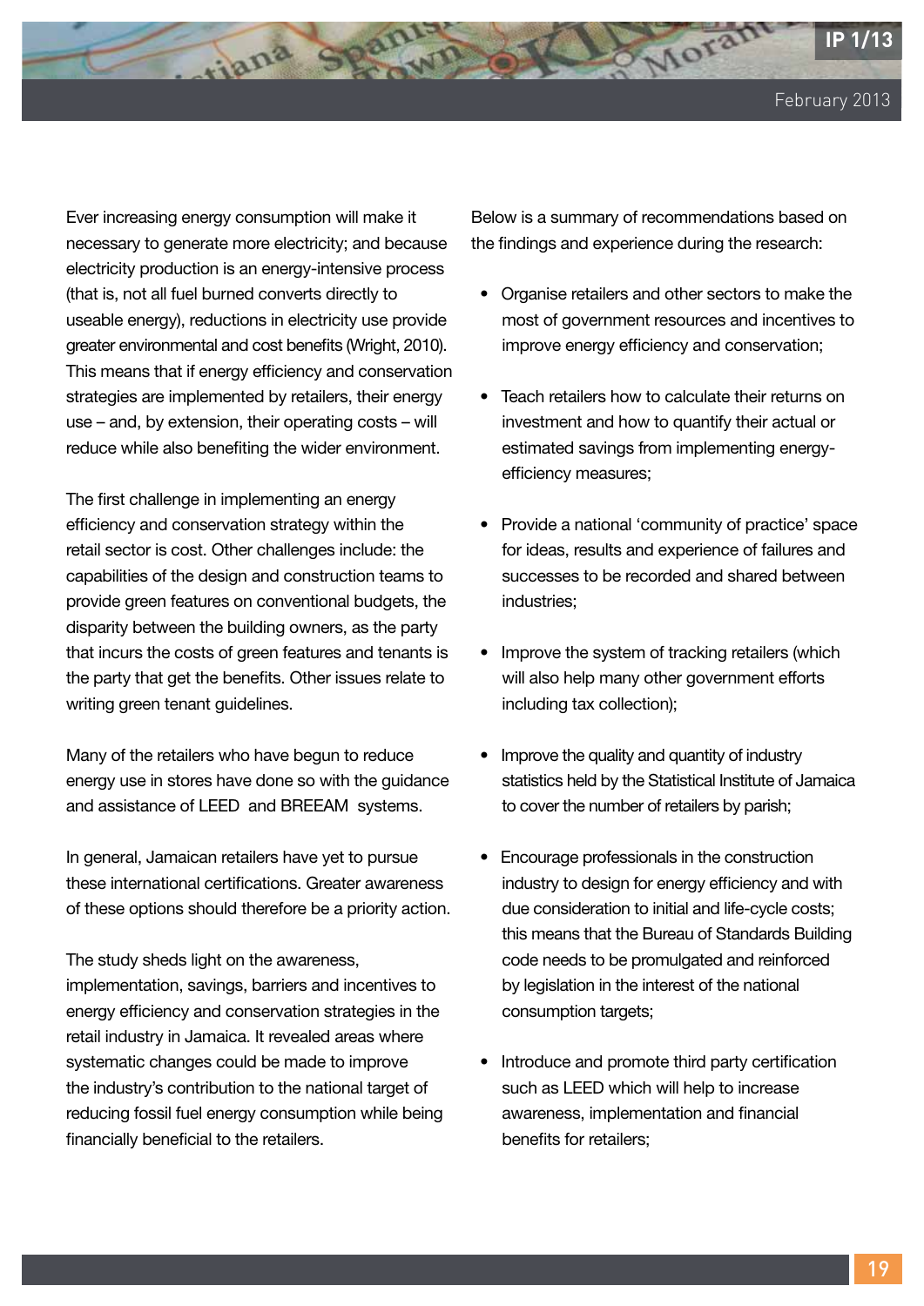Ever increasing energy consumption will make it necessary to generate more electricity; and because electricity production is an energy-intensive process (that is, not all fuel burned converts directly to useable energy), reductions in electricity use provide greater environmental and cost benefits (Wright, 2010). This means that if energy efficiency and conservation strategies are implemented by retailers, their energy use – and, by extension, their operating costs – will reduce while also benefiting the wider environment.

The first challenge in implementing an energy efficiency and conservation strategy within the retail sector is cost. Other challenges include: the capabilities of the design and construction teams to provide green features on conventional budgets, the disparity between the building owners, as the party that incurs the costs of green features and tenants is the party that get the benefits. Other issues relate to writing green tenant guidelines.

Many of the retailers who have begun to reduce energy use in stores have done so with the guidance and assistance of LEED and BREEAM systems.

In general, Jamaican retailers have yet to pursue these international certifications. Greater awareness of these options should therefore be a priority action.

The study sheds light on the awareness, implementation, savings, barriers and incentives to energy efficiency and conservation strategies in the retail industry in Jamaica. It revealed areas where systematic changes could be made to improve the industry's contribution to the national target of reducing fossil fuel energy consumption while being financially beneficial to the retailers.

Below is a summary of recommendations based on the findings and experience during the research:

- Organise retailers and other sectors to make the most of government resources and incentives to improve energy efficiency and conservation;
- Teach retailers how to calculate their returns on investment and how to quantify their actual or estimated savings from implementing energy-efficiency measures;
- Provide a national 'community of practice' space for ideas, results and experience of failures and successes to be recorded and shared between industries;
- Improve the system of tracking retailers (which will also help many other government efforts including tax collection);
- Improve the quality and quantity of industry statistics held by the Statistical Institute of Jamaica to cover the number of retailers by parish;
- Encourage professionals in the construction industry to design for energy efficiency and with due consideration to initial and life-cycle costs; this means that the Bureau of Standards Building code needs to be promulgated and reinforced by legislation in the interest of the national consumption targets;
- Introduce and promote third party certification such as LEED which will help to increase awareness, implementation and financial benefits for retailers;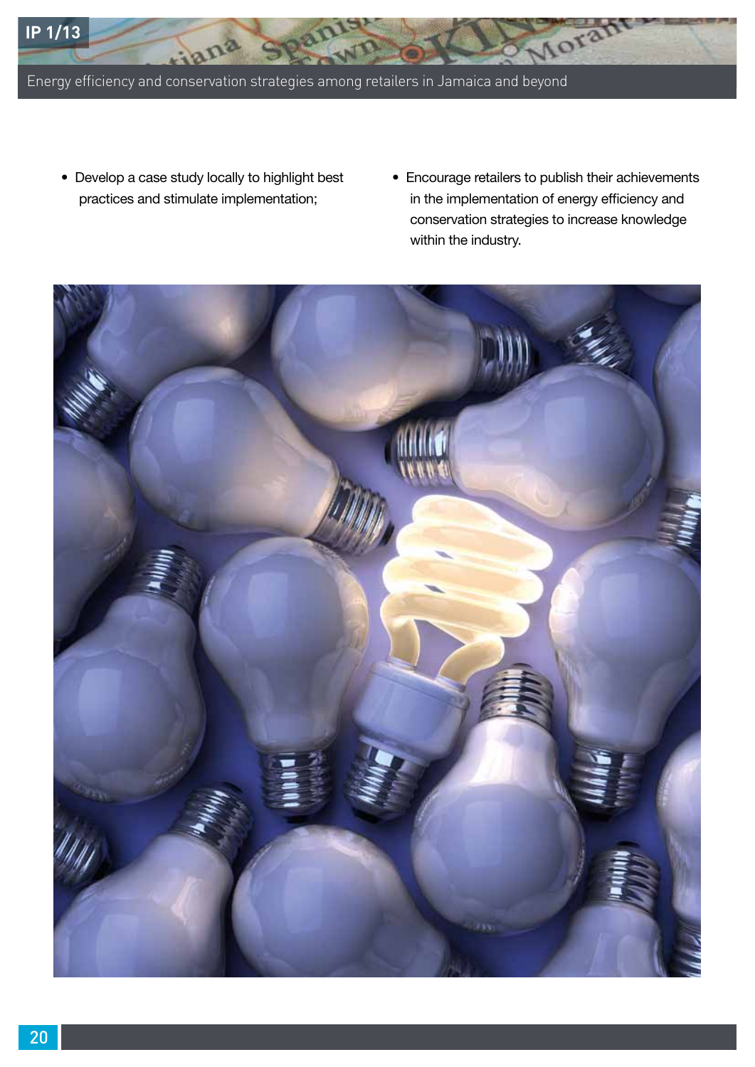- Develop a case study locally to highlight best practices and stimulate implementation;
- Encourage retailers to publish their achievements in the implementation of energy efficiency and conservation strategies to increase knowledge within the industry.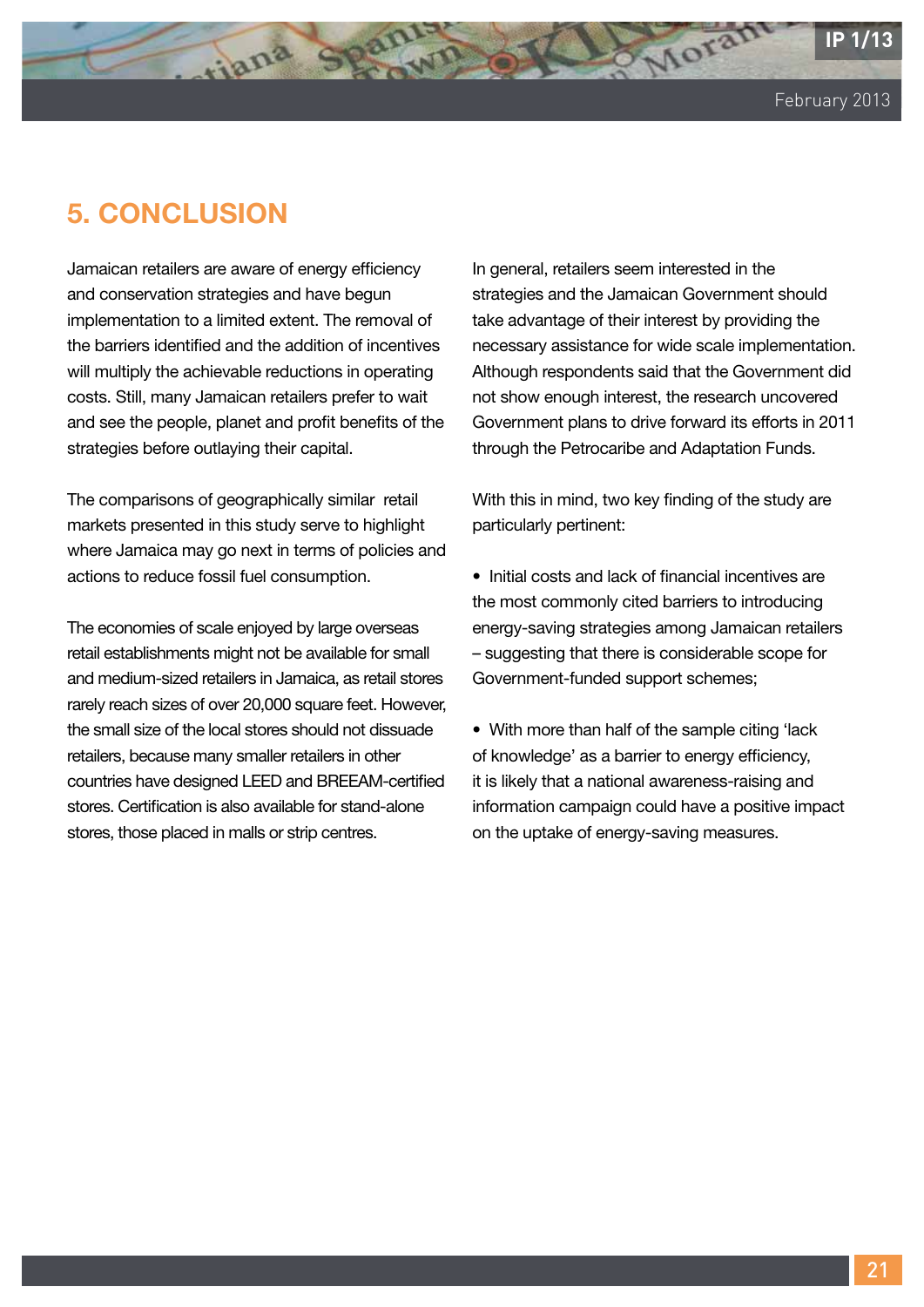## 5. CONCLUSION

Jamaican retailers are aware of energy efficiency and conservation strategies and have begun implementation to a limited extent. The removal of the barriers identified and the addition of incentives will multiply the achievable reductions in operating costs. Still, many Jamaican retailers prefer to wait and see the people, planet and profit benefits of the strategies before outlaying their capital.

The comparisons of geographically similar retail markets presented in this study serve to highlight where Jamaica may go next in terms of policies and actions to reduce fossil fuel consumption.

The economies of scale enjoyed by large overseas retail establishments might not be available for small and medium-sized retailers in Jamaica, as retail stores rarely reach sizes of over 20,000 square feet. However, the small size of the local stores should not dissuade retailers, because many smaller retailers in other countries have designed LEED and BREEAM-certified stores. Certification is also available for stand-alone stores, those placed in malls or strip centres.

In general, retailers seem interested in the strategies and the Jamaican Government should take advantage of their interest by providing the necessary assistance for wide scale implementation. Although respondents said that the Government did not show enough interest, the research uncovered Government plans to drive forward its efforts in 2011 through the Petrocaribe and Adaptation Funds.

With this in mind, two key finding of the study are particularly pertinent:

- Initial costs and lack of financial incentives are the most commonly cited barriers to introducing energy-saving strategies among Jamaican retailers – suggesting that there is considerable scope for Government-funded support schemes;

- With more than half of the sample citing 'lack of knowledge' as a barrier to energy efficiency, it is likely that a national awareness-raising and information campaign could have a positive impact on the uptake of energy-saving measures.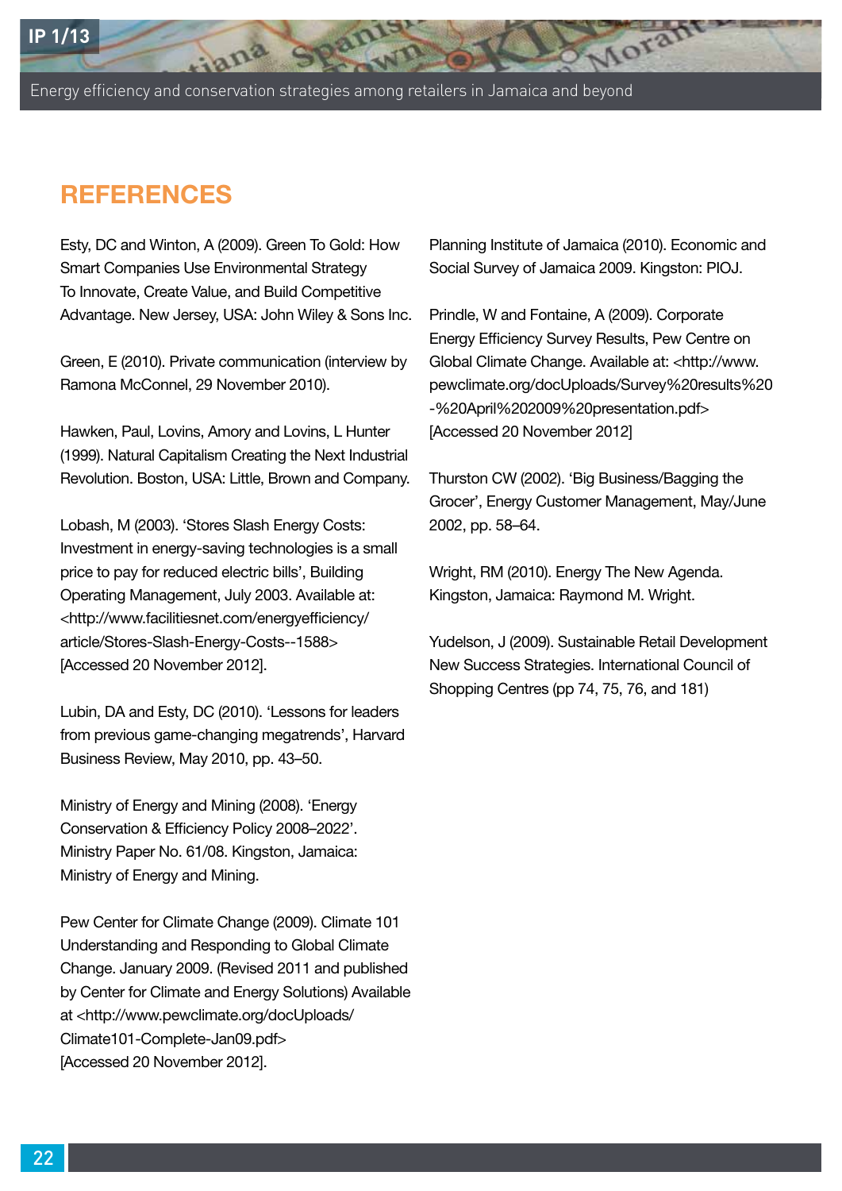## REFERENCES

Esty, DC and Winton, A (2009). Green To Gold: How Smart Companies Use Environmental Strategy To Innovate, Create Value, and Build Competitive Advantage. New Jersey, USA: John Wiley & Sons Inc.

Green, E (2010). Private communication (interview by Ramona McConnel, 29 November 2010).

Hawken, Paul, Lovins, Amory and Lovins, L Hunter (1999). Natural Capitalism Creating the Next Industrial Revolution. Boston, USA: Little, Brown and Company.

Lobash, M (2003). 'Stores Slash Energy Costs: Investment in energy-saving technologies is a small price to pay for reduced electric bills', Building Operating Management, July 2003. Available at: <http://www.facilitiesnet.com/energyefficiency/article/Stores-Slash-Energy-Costs--1588> [Accessed 20 November 2012].

Lubin, DA and Esty, DC (2010). 'Lessons for leaders from previous game-changing megatrends', Harvard Business Review, May 2010, pp. 43–50.

Ministry of Energy and Mining (2008). 'Energy Conservation & Efficiency Policy 2008–2022'. Ministry Paper No. 61/08. Kingston, Jamaica: Ministry of Energy and Mining.

Pew Center for Climate Change (2009). Climate 101 Understanding and Responding to Global Climate Change. January 2009. (Revised 2011 and published by Center for Climate and Energy Solutions) Available at <http://www.pewclimate.org/docUploads/Climate101-Complete-Jan09.pdf> [Accessed 20 November 2012].

Planning Institute of Jamaica (2010). Economic and Social Survey of Jamaica 2009. Kingston: PIOJ.

Prindle, W and Fontaine, A (2009). Corporate Energy Efficiency Survey Results, Pew Centre on Global Climate Change. Available at: <http://www.pewclimate.org/docUploads/Survey%20results%20-%20April%202009%20presentation.pdf> [Accessed 20 November 2012]

Thurston CW (2002). 'Big Business/Bagging the Grocer', Energy Customer Management, May/June 2002, pp. 58–64.

Wright, RM (2010). Energy The New Agenda. Kingston, Jamaica: Raymond M. Wright.

Yudelson, J (2009). Sustainable Retail Development New Success Strategies. International Council of Shopping Centres (pp 74, 75, 76, and 181)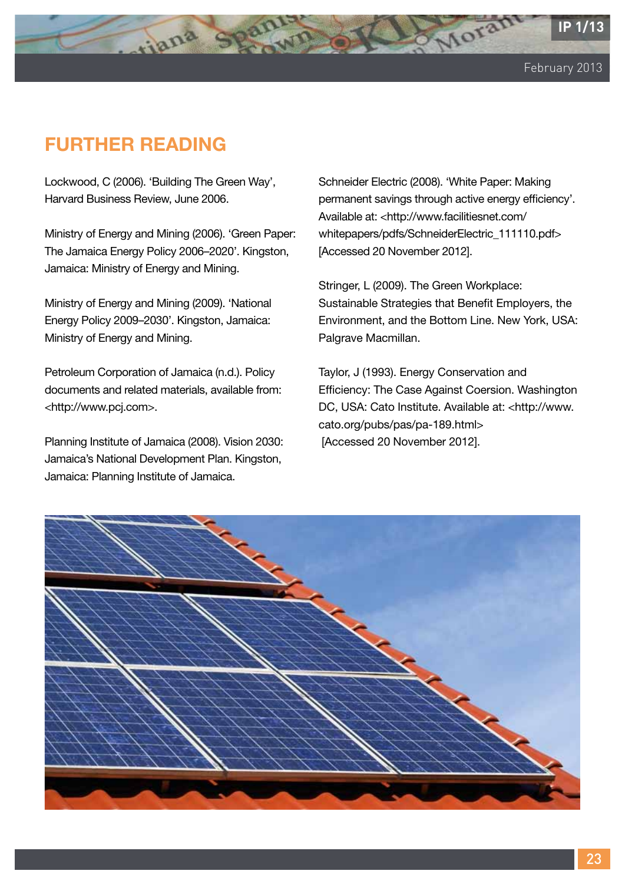## FURTHER READING

Lockwood, C (2006). 'Building The Green Way', Harvard Business Review, June 2006.

Ministry of Energy and Mining (2006). 'Green Paper: The Jamaica Energy Policy 2006–2020'. Kingston, Jamaica: Ministry of Energy and Mining.

Ministry of Energy and Mining (2009). 'National Energy Policy 2009–2030'. Kingston, Jamaica: Ministry of Energy and Mining.

Petroleum Corporation of Jamaica (n.d.). Policy documents and related materials, available from: <http://www.pcj.com>.

Planning Institute of Jamaica (2008). Vision 2030: Jamaica's National Development Plan. Kingston, Jamaica: Planning Institute of Jamaica.

Schneider Electric (2008). 'White Paper: Making permanent savings through active energy efficiency'. Available at: <http://www.facilitiesnet.com/whitepapers/pdfs/SchneiderElectric_111110.pdf> [Accessed 20 November 2012].

Stringer, L (2009). The Green Workplace: Sustainable Strategies that Benefit Employers, the Environment, and the Bottom Line. New York, USA: Palgrave Macmillan.

Taylor, J (1993). Energy Conservation and Efficiency: The Case Against Coercion. Washington DC, USA: Cato Institute. Available at: <http://www.cato.org/pubs/pas/pa-189.html> [Accessed 20 November 2012].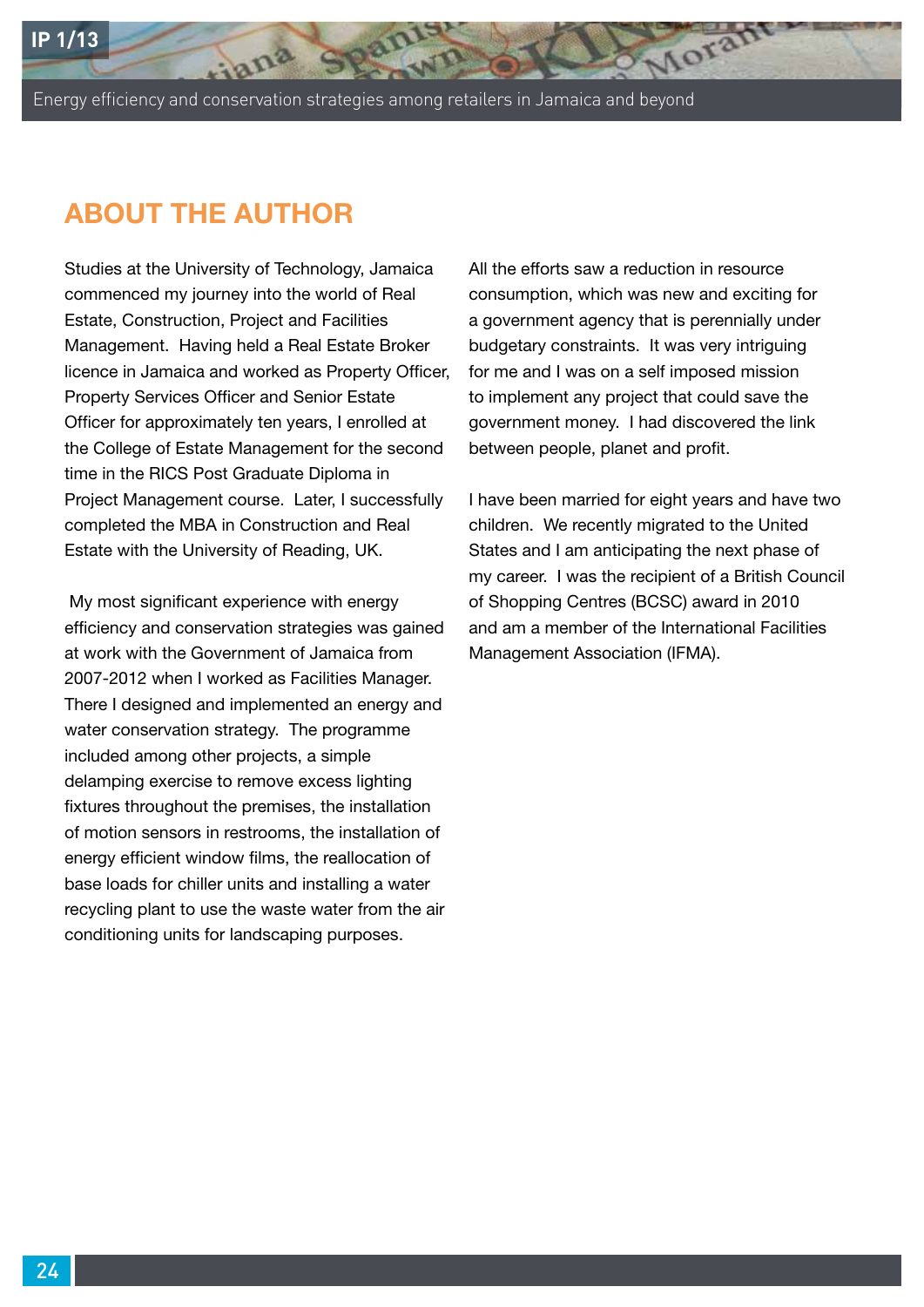## ABOUT THE AUTHOR

Studies at the University of Technology, Jamaica commenced my journey into the world of Real Estate, Construction, Project and Facilities Management. Having held a Real Estate Broker licence in Jamaica and worked as Property Officer, Property Services Officer and Senior Estate Officer for approximately ten years, I enrolled at the College of Estate Management for the second time in the RICS Post Graduate Diploma in Project Management course. Later, I successfully completed the MBA in Construction and Real Estate with the University of Reading, UK.

My most significant experience with energy efficiency and conservation strategies was gained at work with the Government of Jamaica from 2007-2012 when I worked as Facilities Manager. There I designed and implemented an energy and water conservation strategy. The programme included among other projects, a simple delamping exercise to remove excess lighting fixtures throughout the premises, the installation of motion sensors in restrooms, the installation of energy efficient window films, the reallocation of base loads for chiller units and installing a water recycling plant to use the waste water from the air conditioning units for landscaping purposes.

All the efforts saw a reduction in resource consumption, which was new and exciting for a government agency that is perennially under budgetary constraints. It was very intriguing for me and I was on a self imposed mission to implement any project that could save the government money. I had discovered the link between people, planet and profit.

I have been married for eight years and have two children. We recently migrated to the United States and I am anticipating the next phase of my career. I was the recipient of a British Council of Shopping Centres (BCSC) award in 2010 and am a member of the International Facilities Management Association (IFMA).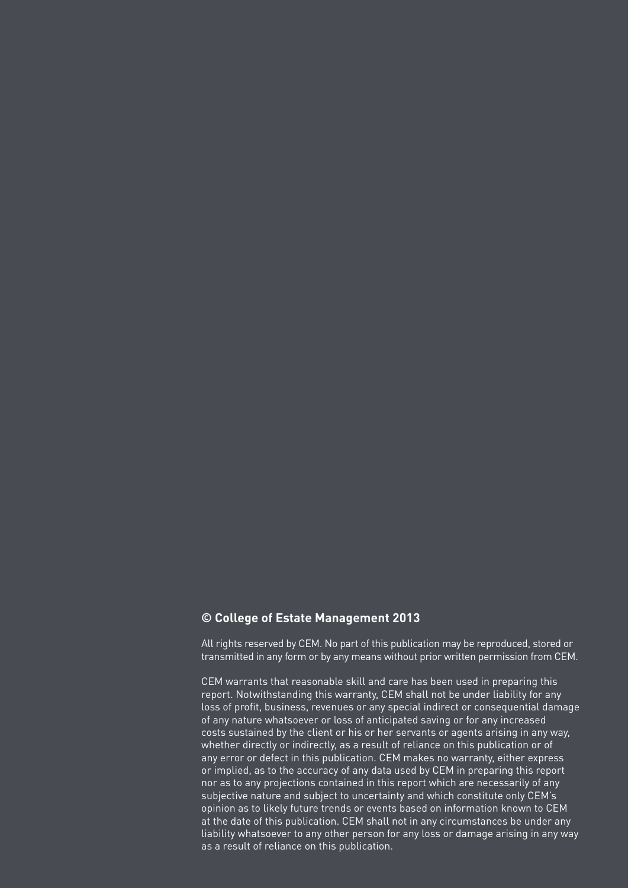**© College of Estate Management 2013**

All rights reserved by CEM. No part of this publication may be reproduced, stored or transmitted in any form or by any means without prior written permission from CEM.

CEM warrants that reasonable skill and care has been used in preparing this report. Notwithstanding this warranty, CEM shall not be under liability for any loss of profit, business, revenues or any special indirect or consequential damage of any nature whatsoever or loss of anticipated saving or for any increased costs sustained by the client or his or her servants or agents arising in any way, whether directly or indirectly, as a result of reliance on this publication or of any error or defect in this publication. CEM makes no warranty, either express or implied, as to the accuracy of any data used by CEM in preparing this report nor as to any projections contained in this report which are necessarily of any subjective nature and subject to uncertainty and which constitute only CEM's opinion as to likely future trends or events based on information known to CEM at the date of this publication. CEM shall not in any circumstances be under any liability whatsoever to any other person for any loss or damage arising in any way as a result of reliance on this publication.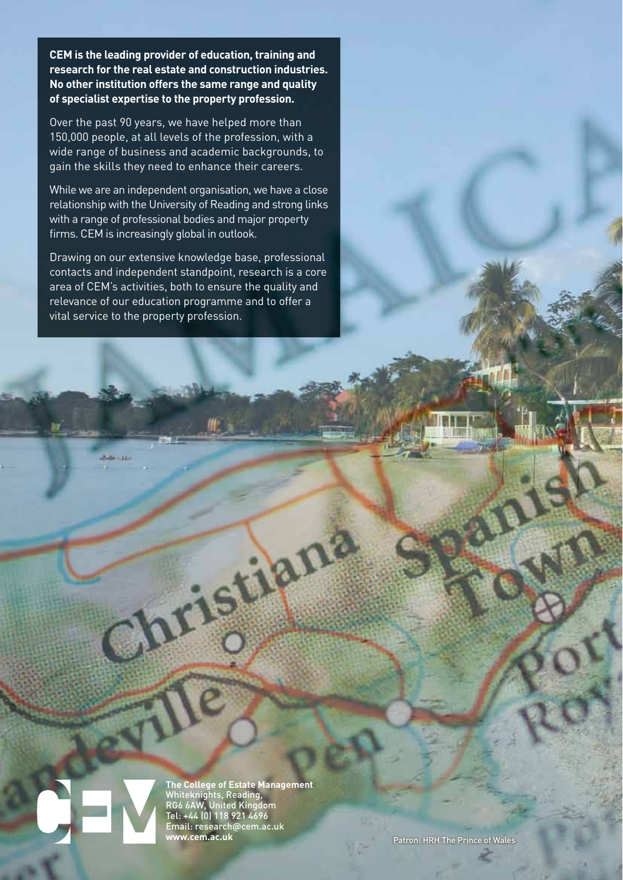**CEM is the leading provider of education, training and research for the real estate and construction industries. No other institution offers the same range and quality of specialist expertise to the property profession.**

Over the past 90 years, we have helped more than 150,000 people, at all levels of the profession, with a wide range of business and academic backgrounds, to gain the skills they need to enhance their careers.

While we are an independent organisation, we have a close relationship with the University of Reading and strong links with a range of professional bodies and major property firms. CEM is increasingly global in outlook.

Drawing on our extensive knowledge base, professional contacts and independent standpoint, research is a core area of CEM's activities, both to ensure the quality and relevance of our education programme and to offer a vital service to the property profession.

**The College of Estate Management**
Whiteknights, Reading,
RG6 6AW, United Kingdom
Tel: +44 (0) 118 921 4696
Email: research@cem.ac.uk
**www.cem.ac.uk**

Patron: HRH The Prince of Wales